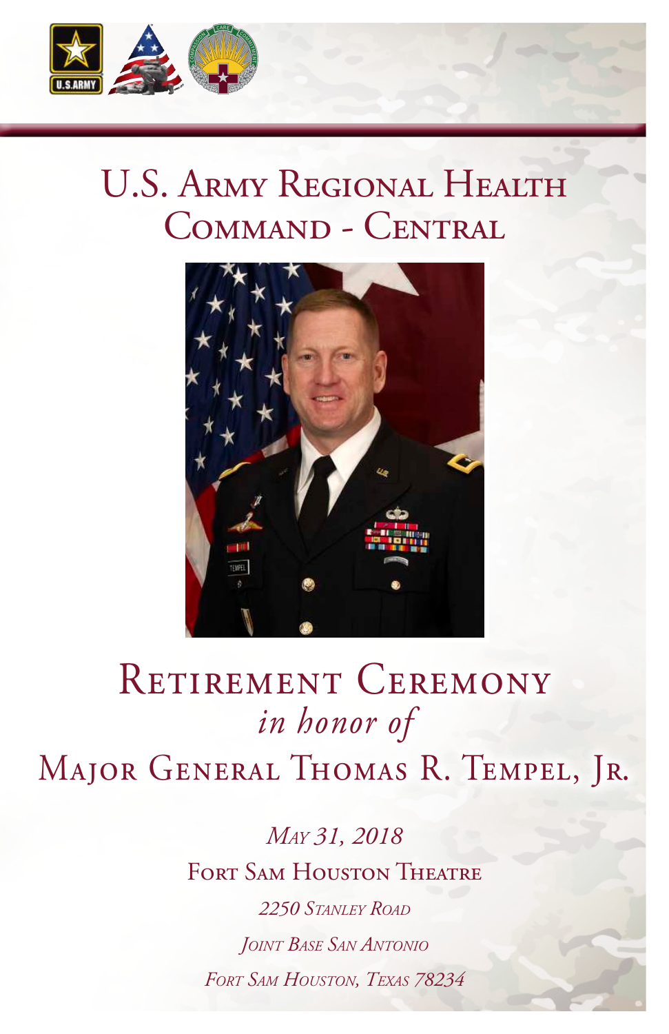# U.S. Army Regional Health Command - Central

# Retirement Ceremony

*in honor of*

## Major General Thomas R. Tempel, Jr.

*May 31, 2018*

Fort Sam Houston Theatre

*2250 Stanley Road*

*Joint Base San Antonio*

*Fort Sam Houston, Texas 78234*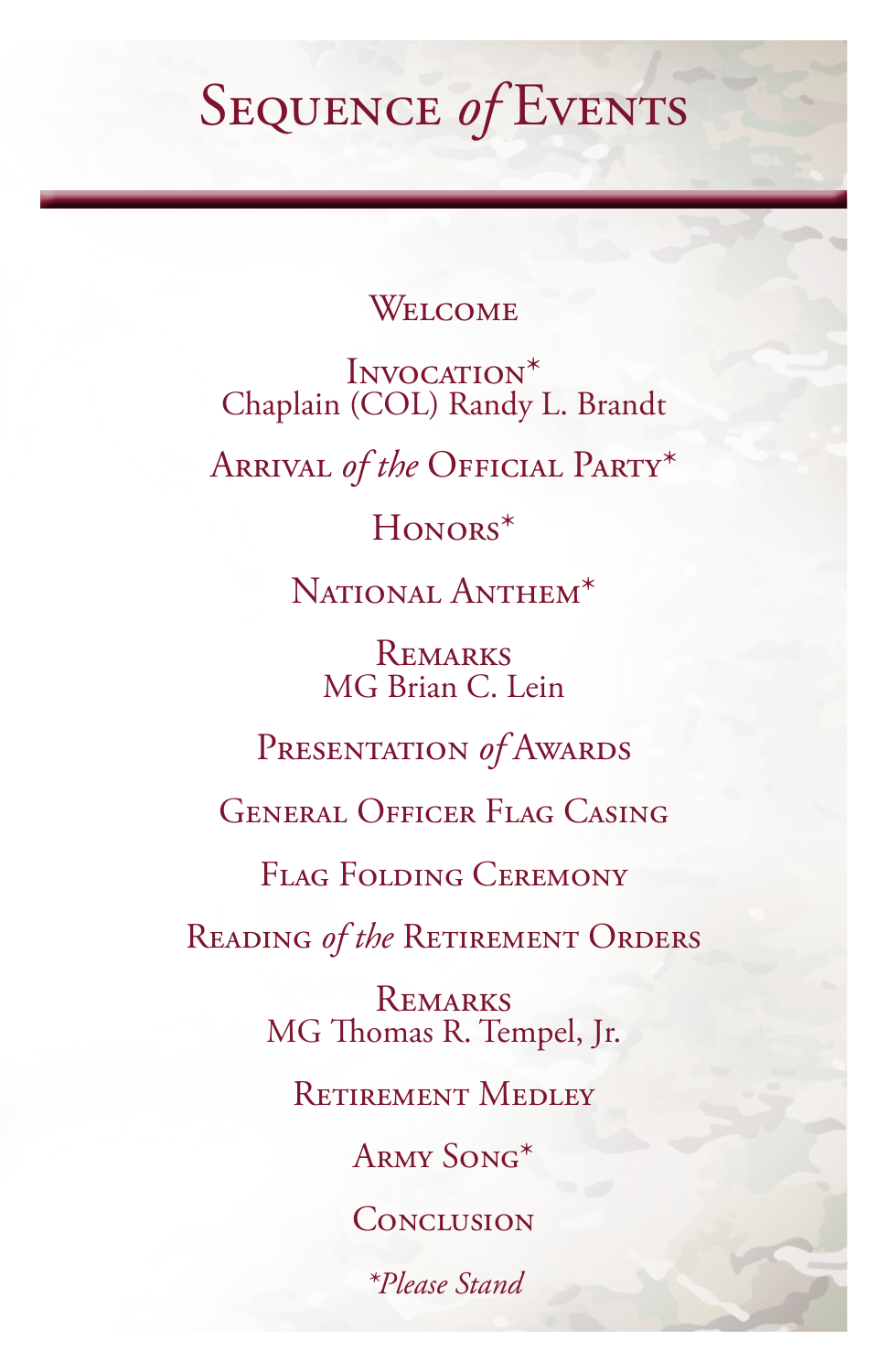# Sequence *of* Events

Welcome

Invocation*
Chaplain (COL) Randy L. Brandt

Arrival *of the* Official Party*

Honors*

National Anthem*

Remarks
MG Brian C. Lein

Presentation *of* Awards

General Officer Flag Casing

Flag Folding Ceremony

Reading *of the* Retirement Orders

Remarks
MG Thomas R. Tempel, Jr.

Retirement Medley

Army Song*

Conclusion

**Please Stand*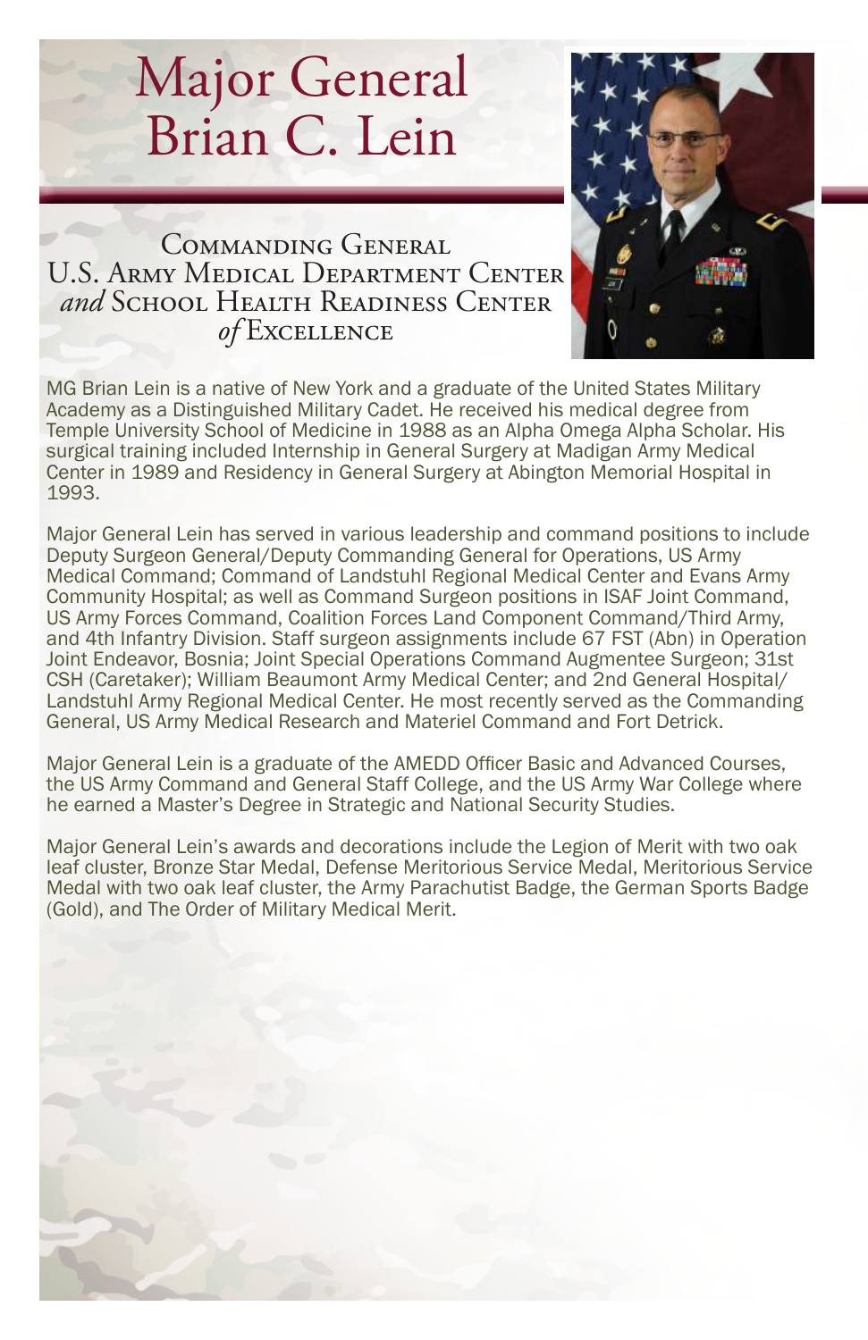# Major General Brian C. Lein

## Commanding General U.S. Army Medical Department Center *and* School Health Readiness Center *of* Excellence

MG Brian Lein is a native of New York and a graduate of the United States Military Academy as a Distinguished Military Cadet. He received his medical degree from Temple University School of Medicine in 1988 as an Alpha Omega Alpha Scholar. His surgical training included Internship in General Surgery at Madigan Army Medical Center in 1989 and Residency in General Surgery at Abington Memorial Hospital in 1993.

Major General Lein has served in various leadership and command positions to include Deputy Surgeon General/Deputy Commanding General for Operations, US Army Medical Command; Command of Landstuhl Regional Medical Center and Evans Army Community Hospital; as well as Command Surgeon positions in ISAF Joint Command, US Army Forces Command, Coalition Forces Land Component Command/Third Army, and 4th Infantry Division. Staff surgeon assignments include 67 FST (Abn) in Operation Joint Endeavor, Bosnia; Joint Special Operations Command Augmentee Surgeon; 31st CSH (Caretaker); William Beaumont Army Medical Center; and 2nd General Hospital/ Landstuhl Army Regional Medical Center. He most recently served as the Commanding General, US Army Medical Research and Materiel Command and Fort Detrick.

Major General Lein is a graduate of the AMEDD Officer Basic and Advanced Courses, the US Army Command and General Staff College, and the US Army War College where he earned a Master's Degree in Strategic and National Security Studies.

Major General Lein's awards and decorations include the Legion of Merit with two oak leaf cluster, Bronze Star Medal, Defense Meritorious Service Medal, Meritorious Service Medal with two oak leaf cluster, the Army Parachutist Badge, the German Sports Badge (Gold), and The Order of Military Medical Merit.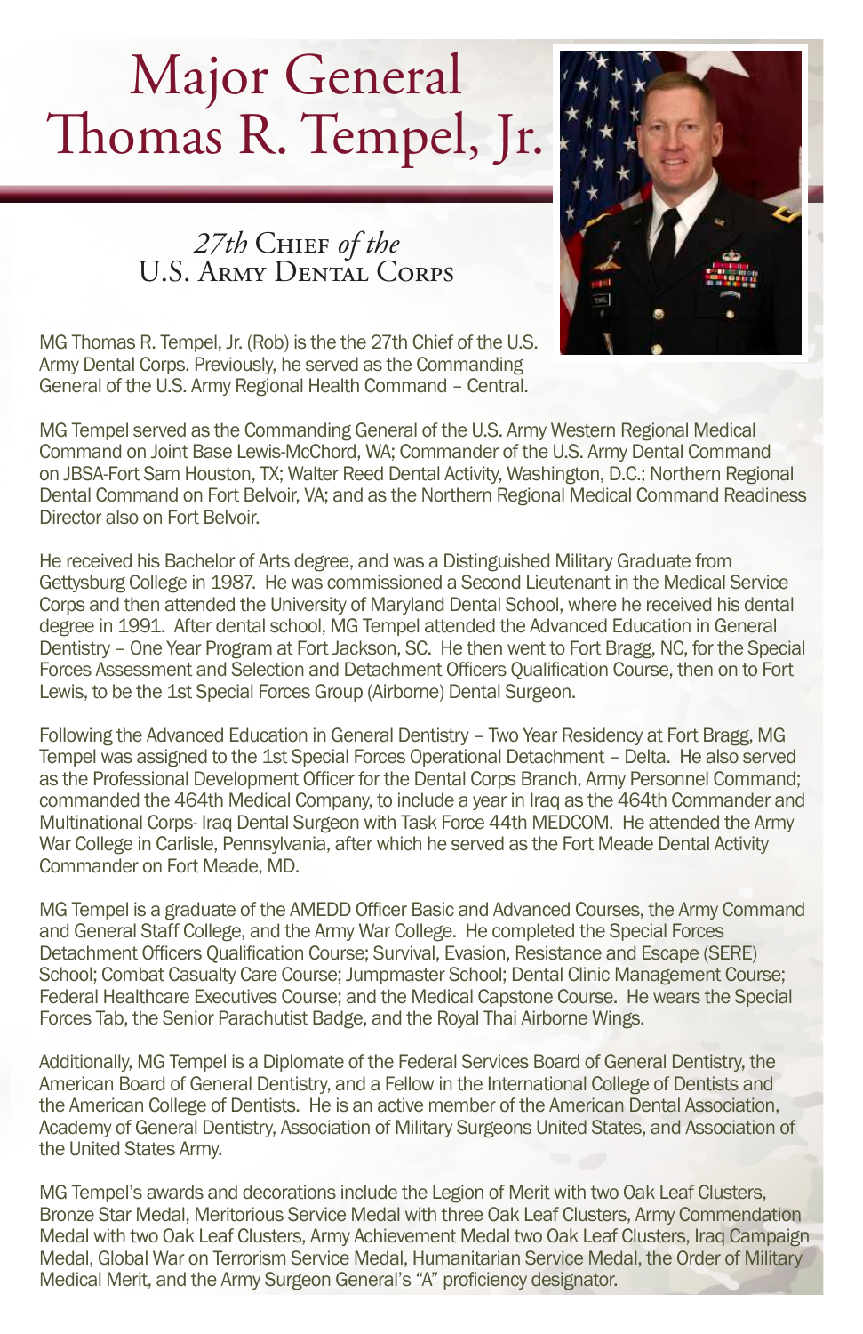# Major General Thomas R. Tempel, Jr.

## *27th* Chief *of the* U.S. Army Dental Corps

MG Thomas R. Tempel, Jr. (Rob) is the the 27th Chief of the U.S. Army Dental Corps. Previously, he served as the Commanding General of the U.S. Army Regional Health Command – Central.

MG Tempel served as the Commanding General of the U.S. Army Western Regional Medical Command on Joint Base Lewis-McChord, WA; Commander of the U.S. Army Dental Command on JBSA-Fort Sam Houston, TX; Walter Reed Dental Activity, Washington, D.C.; Northern Regional Dental Command on Fort Belvoir, VA; and as the Northern Regional Medical Command Readiness Director also on Fort Belvoir.

He received his Bachelor of Arts degree, and was a Distinguished Military Graduate from Gettysburg College in 1987. He was commissioned a Second Lieutenant in the Medical Service Corps and then attended the University of Maryland Dental School, where he received his dental degree in 1991. After dental school, MG Tempel attended the Advanced Education in General Dentistry – One Year Program at Fort Jackson, SC. He then went to Fort Bragg, NC, for the Special Forces Assessment and Selection and Detachment Officers Qualification Course, then on to Fort Lewis, to be the 1st Special Forces Group (Airborne) Dental Surgeon.

Following the Advanced Education in General Dentistry – Two Year Residency at Fort Bragg, MG Tempel was assigned to the 1st Special Forces Operational Detachment – Delta. He also served as the Professional Development Officer for the Dental Corps Branch, Army Personnel Command; commanded the 464th Medical Company, to include a year in Iraq as the 464th Commander and Multinational Corps- Iraq Dental Surgeon with Task Force 44th MEDCOM. He attended the Army War College in Carlisle, Pennsylvania, after which he served as the Fort Meade Dental Activity Commander on Fort Meade, MD.

MG Tempel is a graduate of the AMEDD Officer Basic and Advanced Courses, the Army Command and General Staff College, and the Army War College. He completed the Special Forces Detachment Officers Qualification Course; Survival, Evasion, Resistance and Escape (SERE) School; Combat Casualty Care Course; Jumpmaster School; Dental Clinic Management Course; Federal Healthcare Executives Course; and the Medical Capstone Course. He wears the Special Forces Tab, the Senior Parachutist Badge, and the Royal Thai Airborne Wings.

Additionally, MG Tempel is a Diplomate of the Federal Services Board of General Dentistry, the American Board of General Dentistry, and a Fellow in the International College of Dentists and the American College of Dentists. He is an active member of the American Dental Association, Academy of General Dentistry, Association of Military Surgeons United States, and Association of the United States Army.

MG Tempel's awards and decorations include the Legion of Merit with two Oak Leaf Clusters, Bronze Star Medal, Meritorious Service Medal with three Oak Leaf Clusters, Army Commendation Medal with two Oak Leaf Clusters, Army Achievement Medal two Oak Leaf Clusters, Iraq Campaign Medal, Global War on Terrorism Service Medal, Humanitarian Service Medal, the Order of Military Medical Merit, and the Army Surgeon General's "A" proficiency designator.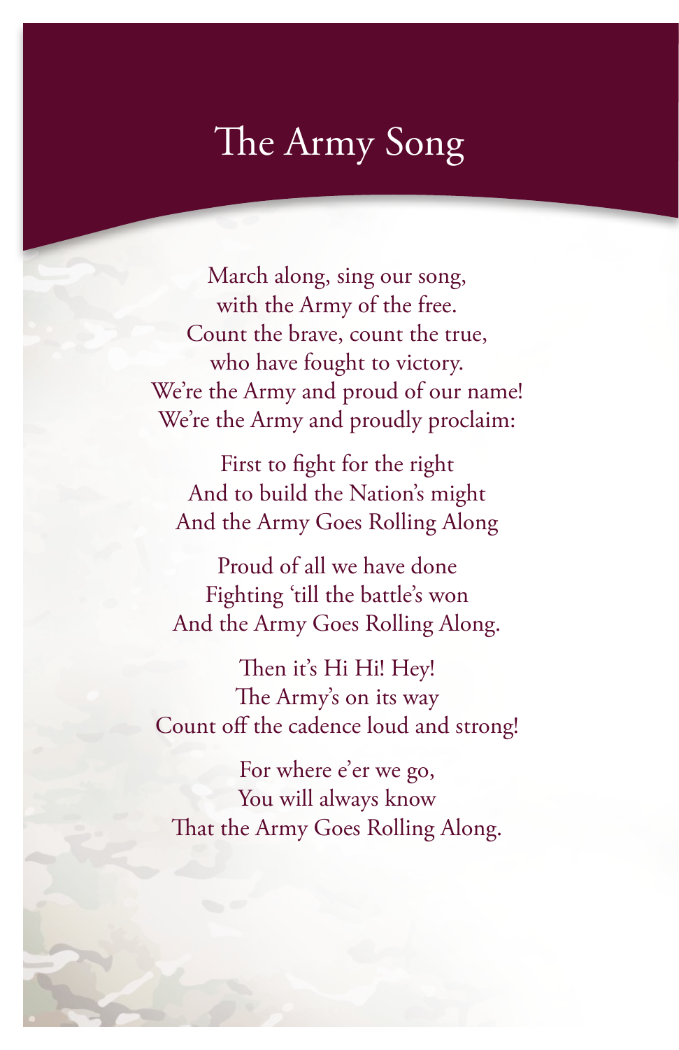# The Army Song

March along, sing our song,
with the Army of the free.
Count the brave, count the true,
who have fought to victory.
We're the Army and proud of our name!
We're the Army and proudly proclaim:

First to fight for the right
And to build the Nation's might
And the Army Goes Rolling Along

Proud of all we have done
Fighting 'till the battle's won
And the Army Goes Rolling Along.

Then it's Hi Hi! Hey!
The Army's on its way
Count off the cadence loud and strong!

For where e'er we go,
You will always know
That the Army Goes Rolling Along.